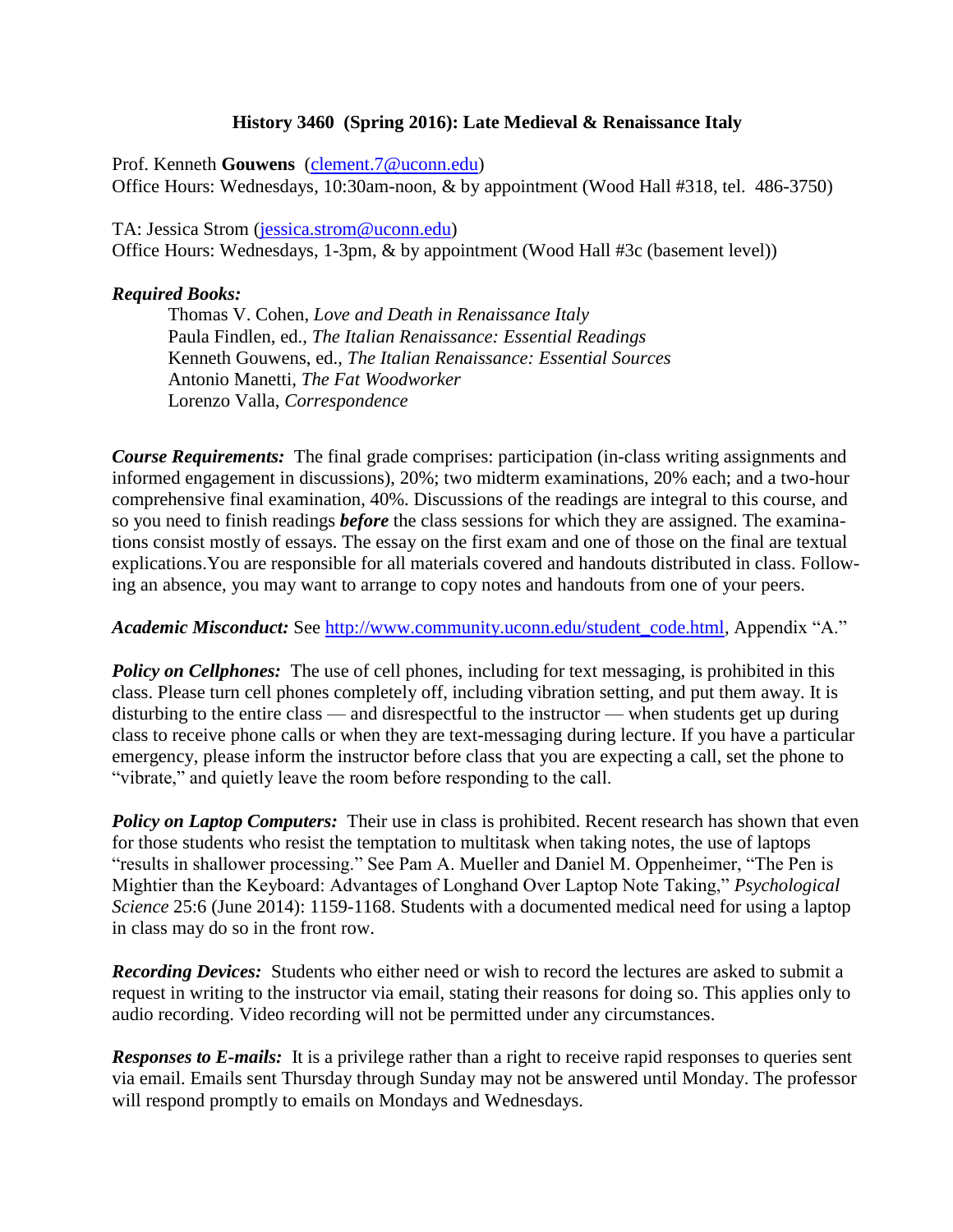# History 3460 (Spring 2016): Late Medieval & Renaissance Italy

Prof. Kenneth **Gouwens** ([clement.7@uconn.edu](mailto:clement.7@uconn.edu))
Office Hours: Wednesdays, 10:30am-noon, & by appointment (Wood Hall #318, tel. 486-3750)

TA: Jessica Strom ([jessica.strom@uconn.edu](mailto:jessica.strom@uconn.edu))
Office Hours: Wednesdays, 1-3pm, & by appointment (Wood Hall #3c (basement level))

***Required Books:***

Thomas V. Cohen, *Love and Death in Renaissance Italy*
Paula Findlen, ed., *The Italian Renaissance: Essential Readings*
Kenneth Gouwens, ed., *The Italian Renaissance: Essential Sources*
Antonio Manetti, *The Fat Woodworker*
Lorenzo Valla, *Correspondence*

***Course Requirements:*** The final grade comprises: participation (in-class writing assignments and informed engagement in discussions), 20%; two midterm examinations, 20% each; and a two-hour comprehensive final examination, 40%. Discussions of the readings are integral to this course, and so you need to finish readings ***before*** the class sessions for which they are assigned. The examinations consist mostly of essays. The essay on the first exam and one of those on the final are textual explications.You are responsible for all materials covered and handouts distributed in class. Following an absence, you may want to arrange to copy notes and handouts from one of your peers.

***Academic Misconduct:*** See [http://www.community.uconn.edu/student_code.html](http://www.community.uconn.edu/student_code.html), Appendix "A."

***Policy on Cellphones:*** The use of cell phones, including for text messaging, is prohibited in this class. Please turn cell phones completely off, including vibration setting, and put them away. It is disturbing to the entire class — and disrespectful to the instructor — when students get up during class to receive phone calls or when they are text-messaging during lecture. If you have a particular emergency, please inform the instructor before class that you are expecting a call, set the phone to "vibrate," and quietly leave the room before responding to the call.

***Policy on Laptop Computers:*** Their use in class is prohibited. Recent research has shown that even for those students who resist the temptation to multitask when taking notes, the use of laptops "results in shallower processing." See Pam A. Mueller and Daniel M. Oppenheimer, "The Pen is Mightier than the Keyboard: Advantages of Longhand Over Laptop Note Taking," *Psychological Science* 25:6 (June 2014): 1159-1168. Students with a documented medical need for using a laptop in class may do so in the front row.

***Recording Devices:*** Students who either need or wish to record the lectures are asked to submit a request in writing to the instructor via email, stating their reasons for doing so. This applies only to audio recording. Video recording will not be permitted under any circumstances.

***Responses to E-mails:*** It is a privilege rather than a right to receive rapid responses to queries sent via email. Emails sent Thursday through Sunday may not be answered until Monday. The professor will respond promptly to emails on Mondays and Wednesdays.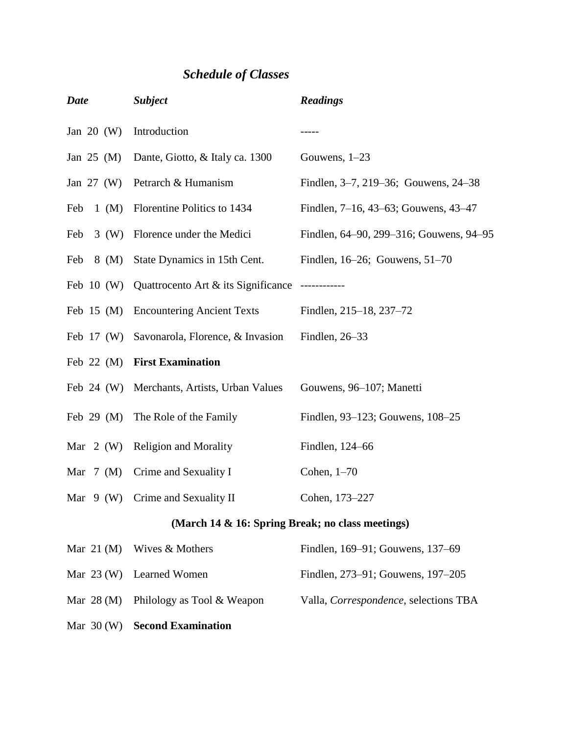## *Schedule of Classes*

| *Date* | *Subject* | *Readings* |
|---|---|---|
| Jan 20 (W) | Introduction | ----- |
| Jan 25 (M) | Dante, Giotto, & Italy ca. 1300 | Gouwens, 1–23 |
| Jan 27 (W) | Petrarch & Humanism | Findlen, 3–7, 219–36; Gouwens, 24–38 |
| Feb 1 (M) | Florentine Politics to 1434 | Findlen, 7–16, 43–63; Gouwens, 43–47 |
| Feb 3 (W) | Florence under the Medici | Findlen, 64–90, 299–316; Gouwens, 94–95 |
| Feb 8 (M) | State Dynamics in 15th Cent. | Findlen, 16–26; Gouwens, 51–70 |
| Feb 10 (W) | Quattrocento Art & its Significance | ------------ |
| Feb 15 (M) | Encountering Ancient Texts | Findlen, 215–18, 237–72 |
| Feb 17 (W) | Savonarola, Florence, & Invasion | Findlen, 26–33 |
| Feb 22 (M) | **First Examination** | |
| Feb 24 (W) | Merchants, Artists, Urban Values | Gouwens, 96–107; Manetti |
| Feb 29 (M) | The Role of the Family | Findlen, 93–123; Gouwens, 108–25 |
| Mar 2 (W) | Religion and Morality | Findlen, 124–66 |
| Mar 7 (M) | Crime and Sexuality I | Cohen, 1–70 |
| Mar 9 (W) | Crime and Sexuality II | Cohen, 173–227 |
| | **(March 14 & 16: Spring Break; no class meetings)** | |
| Mar 21 (M) | Wives & Mothers | Findlen, 169–91; Gouwens, 137–69 |
| Mar 23 (W) | Learned Women | Findlen, 273–91; Gouwens, 197–205 |
| Mar 28 (M) | Philology as Tool & Weapon | Valla, *Correspondence*, selections TBA |
| Mar 30 (W) | **Second Examination** | |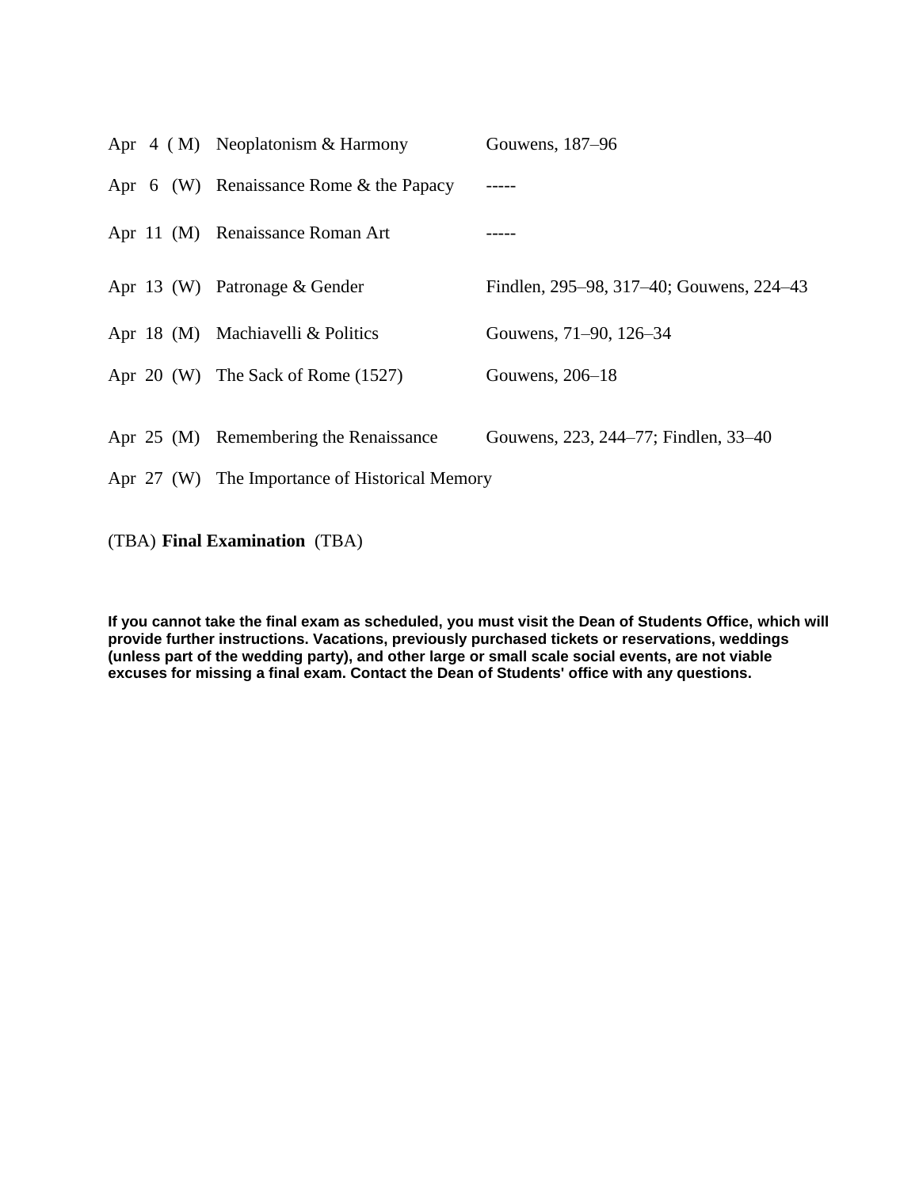| | | | |
|---|---|---|---|
| Apr 4 | (M) | Neoplatonism & Harmony | Gouwens, 187–96 |
| Apr 6 | (W) | Renaissance Rome & the Papacy | ----- |
| Apr 11 | (M) | Renaissance Roman Art | ----- |
| Apr 13 | (W) | Patronage & Gender | Findlen, 295–98, 317–40; Gouwens, 224–43 |
| Apr 18 | (M) | Machiavelli & Politics | Gouwens, 71–90, 126–34 |
| Apr 20 | (W) | The Sack of Rome (1527) | Gouwens, 206–18 |
| Apr 25 | (M) | Remembering the Renaissance | Gouwens, 223, 244–77; Findlen, 33–40 |
| Apr 27 | (W) | The Importance of Historical Memory | |

(TBA) **Final Examination** (TBA)

**If you cannot take the final exam as scheduled, you must visit the Dean of Students Office, which will provide further instructions. Vacations, previously purchased tickets or reservations, weddings (unless part of the wedding party), and other large or small scale social events, are not viable excuses for missing a final exam. Contact the Dean of Students' office with any questions.**